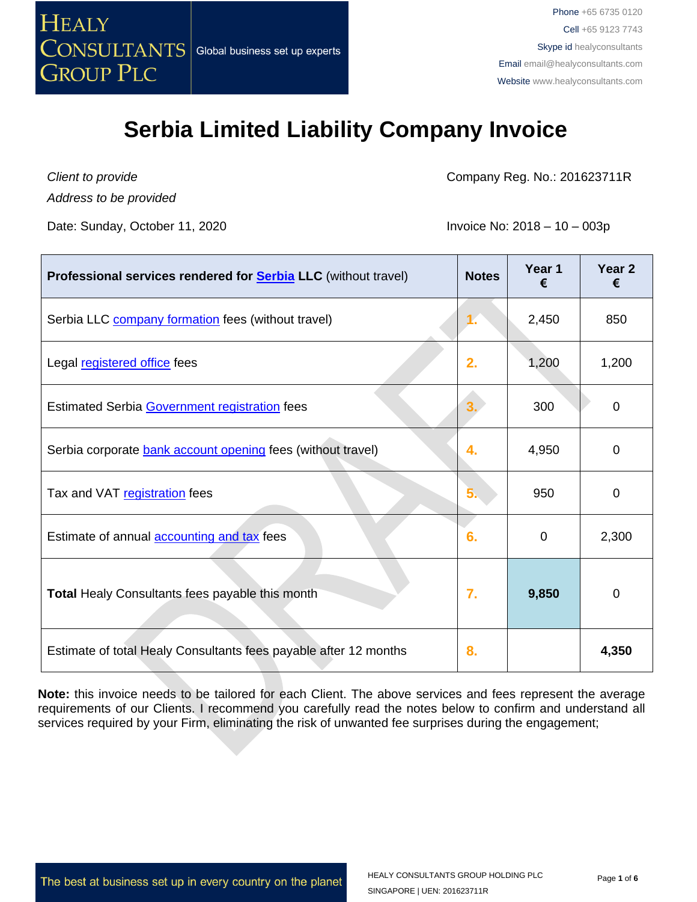# Serbia Limited Liability Company Invoice

*Client to provide*

*Address to be provided*

Company Reg. No.: 201623711R

Date: Sunday, October 11, 2020

Invoice No: 2018 – 10 – 003p

| **Professional services rendered for Serbia LLC** (without travel) | **Notes** | **Year 1 €** | **Year 2 €** |
|---|---|---|---|
| Serbia LLC company formation fees (without travel) | 1. | 2,450 | 850 |
| Legal registered office fees | 2. | 1,200 | 1,200 |
| Estimated Serbia Government registration fees | 3. | 300 | 0 |
| Serbia corporate bank account opening fees (without travel) | 4. | 4,950 | 0 |
| Tax and VAT registration fees | 5. | 950 | 0 |
| Estimate of annual accounting and tax fees | 6. | 0 | 2,300 |
| **Total** Healy Consultants fees payable this month | 7. | **9,850** | 0 |
| Estimate of total Healy Consultants fees payable after 12 months | 8. | | **4,350** |

**Note:** this invoice needs to be tailored for each Client. The above services and fees represent the average requirements of our Clients. I recommend you carefully read the notes below to confirm and understand all services required by your Firm, eliminating the risk of unwanted fee surprises during the engagement;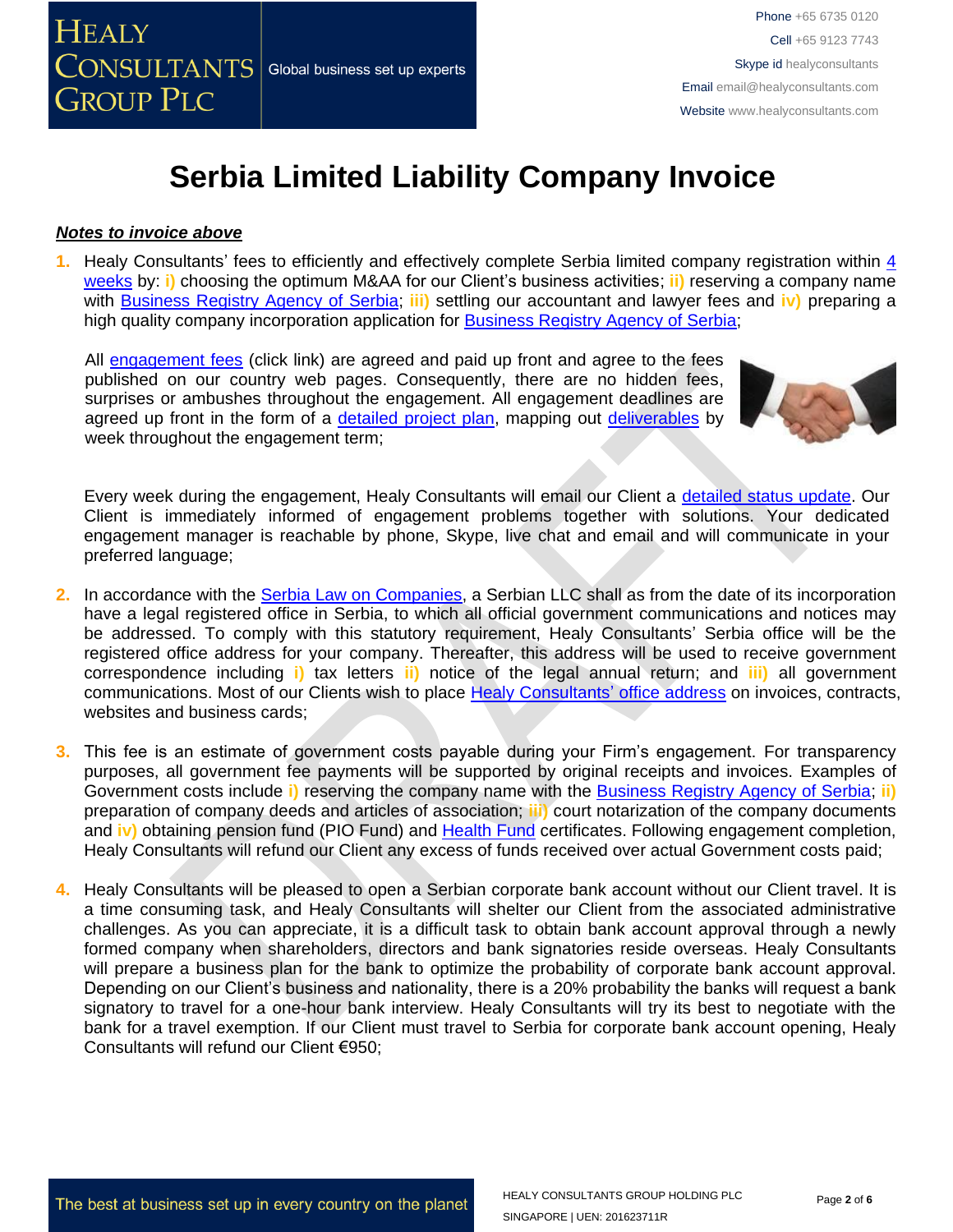# Serbia Limited Liability Company Invoice

***Notes to invoice above***

1. Healy Consultants' fees to efficiently and effectively complete Serbia limited company registration within 4 weeks by: **i)** choosing the optimum M&AA for our Client's business activities; **ii)** reserving a company name with Business Registry Agency of Serbia; **iii)** settling our accountant and lawyer fees and **iv)** preparing a high quality company incorporation application for Business Registry Agency of Serbia;

   All engagement fees (click link) are agreed and paid up front and agree to the fees published on our country web pages. Consequently, there are no hidden fees, surprises or ambushes throughout the engagement. All engagement deadlines are agreed up front in the form of a detailed project plan, mapping out deliverables by week throughout the engagement term;

   Every week during the engagement, Healy Consultants will email our Client a detailed status update. Our Client is immediately informed of engagement problems together with solutions. Your dedicated engagement manager is reachable by phone, Skype, live chat and email and will communicate in your preferred language;

2. In accordance with the Serbia Law on Companies, a Serbian LLC shall as from the date of its incorporation have a legal registered office in Serbia, to which all official government communications and notices may be addressed. To comply with this statutory requirement, Healy Consultants' Serbia office will be the registered office address for your company. Thereafter, this address will be used to receive government correspondence including **i)** tax letters **ii)** notice of the legal annual return; and **iii)** all government communications. Most of our Clients wish to place Healy Consultants' office address on invoices, contracts, websites and business cards;

3. This fee is an estimate of government costs payable during your Firm's engagement. For transparency purposes, all government fee payments will be supported by original receipts and invoices. Examples of Government costs include **i)** reserving the company name with the Business Registry Agency of Serbia; **ii)** preparation of company deeds and articles of association; **iii)** court notarization of the company documents and **iv)** obtaining pension fund (PIO Fund) and Health Fund certificates. Following engagement completion, Healy Consultants will refund our Client any excess of funds received over actual Government costs paid;

4. Healy Consultants will be pleased to open a Serbian corporate bank account without our Client travel. It is a time consuming task, and Healy Consultants will shelter our Client from the associated administrative challenges. As you can appreciate, it is a difficult task to obtain bank account approval through a newly formed company when shareholders, directors and bank signatories reside overseas. Healy Consultants will prepare a business plan for the bank to optimize the probability of corporate bank account approval. Depending on our Client's business and nationality, there is a 20% probability the banks will request a bank signatory to travel for a one-hour bank interview. Healy Consultants will try its best to negotiate with the bank for a travel exemption. If our Client must travel to Serbia for corporate bank account opening, Healy Consultants will refund our Client €950;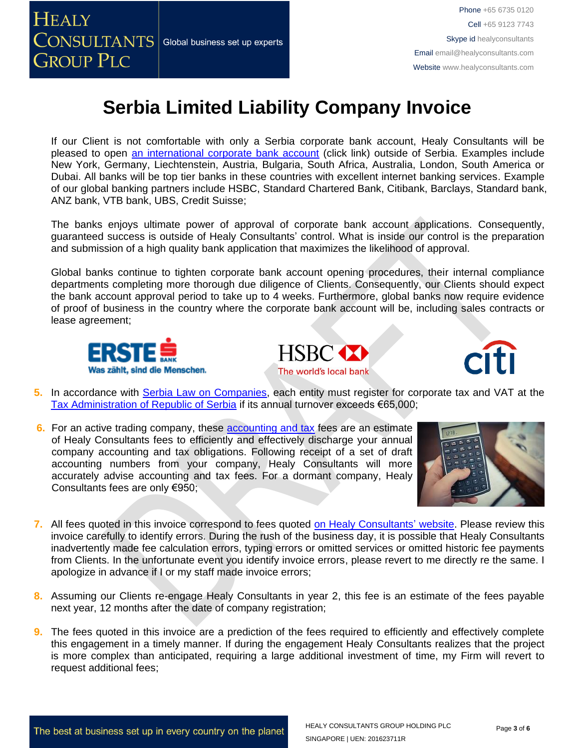# Serbia Limited Liability Company Invoice

If our Client is not comfortable with only a Serbia corporate bank account, Healy Consultants will be pleased to open an international corporate bank account (click link) outside of Serbia. Examples include New York, Germany, Liechtenstein, Austria, Bulgaria, South Africa, Australia, London, South America or Dubai. All banks will be top tier banks in these countries with excellent internet banking services. Example of our global banking partners include HSBC, Standard Chartered Bank, Citibank, Barclays, Standard bank, ANZ bank, VTB bank, UBS, Credit Suisse;

The banks enjoys ultimate power of approval of corporate bank account applications. Consequently, guaranteed success is outside of Healy Consultants' control. What is inside our control is the preparation and submission of a high quality bank application that maximizes the likelihood of approval.

Global banks continue to tighten corporate bank account opening procedures, their internal compliance departments completing more thorough due diligence of Clients. Consequently, our Clients should expect the bank account approval period to take up to 4 weeks. Furthermore, global banks now require evidence of proof of business in the country where the corporate bank account will be, including sales contracts or lease agreement;

5. In accordance with Serbia Law on Companies, each entity must register for corporate tax and VAT at the Tax Administration of Republic of Serbia if its annual turnover exceeds €65,000;

6. For an active trading company, these accounting and tax fees are an estimate of Healy Consultants fees to efficiently and effectively discharge your annual company accounting and tax obligations. Following receipt of a set of draft accounting numbers from your company, Healy Consultants will more accurately advise accounting and tax fees. For a dormant company, Healy Consultants fees are only €950;

7. All fees quoted in this invoice correspond to fees quoted on Healy Consultants' website. Please review this invoice carefully to identify errors. During the rush of the business day, it is possible that Healy Consultants inadvertently made fee calculation errors, typing errors or omitted services or omitted historic fee payments from Clients. In the unfortunate event you identify invoice errors, please revert to me directly re the same. I apologize in advance if I or my staff made invoice errors;

8. Assuming our Clients re-engage Healy Consultants in year 2, this fee is an estimate of the fees payable next year, 12 months after the date of company registration;

9. The fees quoted in this invoice are a prediction of the fees required to efficiently and effectively complete this engagement in a timely manner. If during the engagement Healy Consultants realizes that the project is more complex than anticipated, requiring a large additional investment of time, my Firm will revert to request additional fees;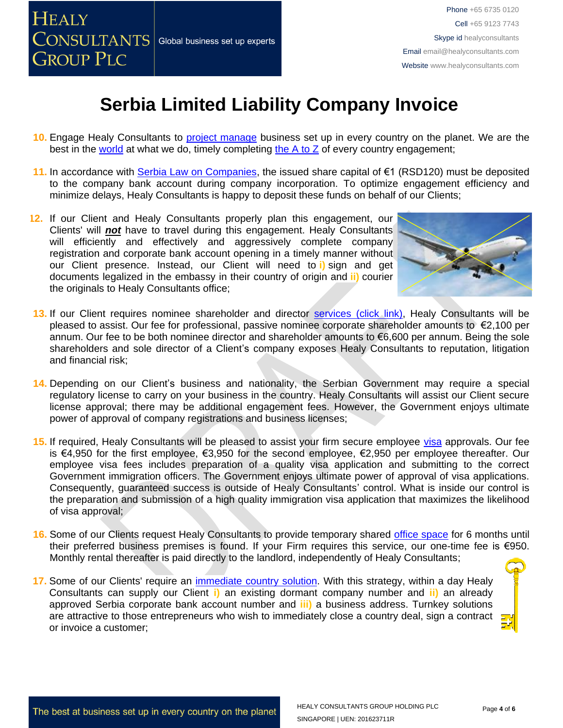# Serbia Limited Liability Company Invoice

10. Engage Healy Consultants to project manage business set up in every country on the planet. We are the best in the world at what we do, timely completing the A to Z of every country engagement;

11. In accordance with Serbia Law on Companies, the issued share capital of €1 (RSD120) must be deposited to the company bank account during company incorporation. To optimize engagement efficiency and minimize delays, Healy Consultants is happy to deposit these funds on behalf of our Clients;

12. If our Client and Healy Consultants properly plan this engagement, our Clients' will ***not*** have to travel during this engagement. Healy Consultants will efficiently and effectively and aggressively complete company registration and corporate bank account opening in a timely manner without our Client presence. Instead, our Client will need to i) sign and get documents legalized in the embassy in their country of origin and ii) courier the originals to Healy Consultants office;

13. If our Client requires nominee shareholder and director services (click link), Healy Consultants will be pleased to assist. Our fee for professional, passive nominee corporate shareholder amounts to €2,100 per annum. Our fee to be both nominee director and shareholder amounts to €6,600 per annum. Being the sole shareholders and sole director of a Client's company exposes Healy Consultants to reputation, litigation and financial risk;

14. Depending on our Client's business and nationality, the Serbian Government may require a special regulatory license to carry on your business in the country. Healy Consultants will assist our Client secure license approval; there may be additional engagement fees. However, the Government enjoys ultimate power of approval of company registrations and business licenses;

15. If required, Healy Consultants will be pleased to assist your firm secure employee visa approvals. Our fee is €4,950 for the first employee, €3,950 for the second employee, €2,950 per employee thereafter. Our employee visa fees includes preparation of a quality visa application and submitting to the correct Government immigration officers. The Government enjoys ultimate power of approval of visa applications. Consequently, guaranteed success is outside of Healy Consultants' control. What is inside our control is the preparation and submission of a high quality immigration visa application that maximizes the likelihood of visa approval;

16. Some of our Clients request Healy Consultants to provide temporary shared office space for 6 months until their preferred business premises is found. If your Firm requires this service, our one-time fee is €950. Monthly rental thereafter is paid directly to the landlord, independently of Healy Consultants;

17. Some of our Clients' require an immediate country solution. With this strategy, within a day Healy Consultants can supply our Client i) an existing dormant company number and ii) an already approved Serbia corporate bank account number and iii) a business address. Turnkey solutions are attractive to those entrepreneurs who wish to immediately close a country deal, sign a contract or invoice a customer;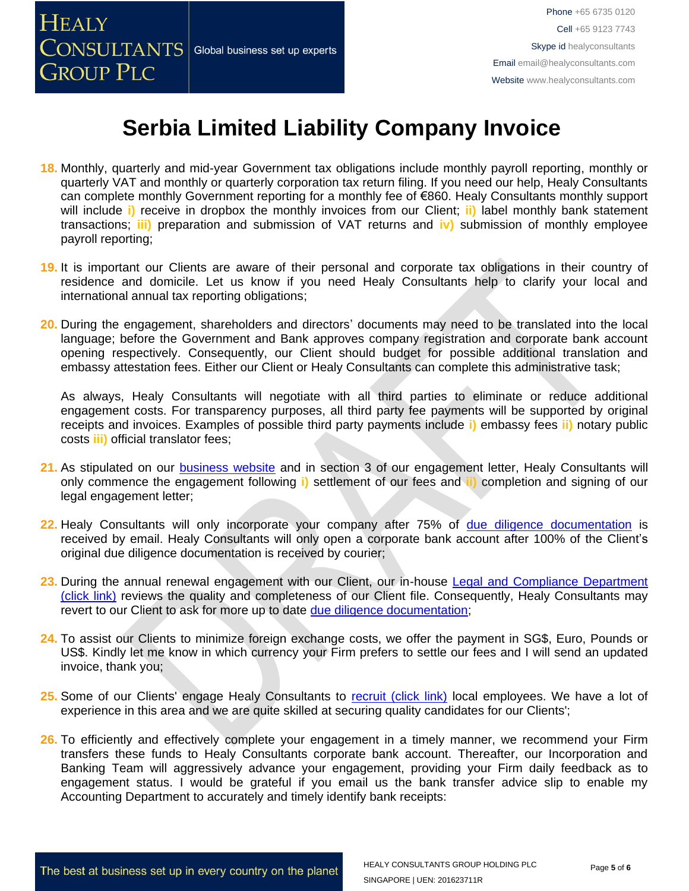# Serbia Limited Liability Company Invoice

18. Monthly, quarterly and mid-year Government tax obligations include monthly payroll reporting, monthly or quarterly VAT and monthly or quarterly corporation tax return filing. If you need our help, Healy Consultants can complete monthly Government reporting for a monthly fee of €860. Healy Consultants monthly support will include **i)** receive in dropbox the monthly invoices from our Client; **ii)** label monthly bank statement transactions; **iii)** preparation and submission of VAT returns and **iv)** submission of monthly employee payroll reporting;

19. It is important our Clients are aware of their personal and corporate tax obligations in their country of residence and domicile. Let us know if you need Healy Consultants help to clarify your local and international annual tax reporting obligations;

20. During the engagement, shareholders and directors' documents may need to be translated into the local language; before the Government and Bank approves company registration and corporate bank account opening respectively. Consequently, our Client should budget for possible additional translation and embassy attestation fees. Either our Client or Healy Consultants can complete this administrative task;

    As always, Healy Consultants will negotiate with all third parties to eliminate or reduce additional engagement costs. For transparency purposes, all third party fee payments will be supported by original receipts and invoices. Examples of possible third party payments include **i)** embassy fees **ii)** notary public costs **iii)** official translator fees;

21. As stipulated on our business website and in section 3 of our engagement letter, Healy Consultants will only commence the engagement following **i)** settlement of our fees and **ii)** completion and signing of our legal engagement letter;

22. Healy Consultants will only incorporate your company after 75% of due diligence documentation is received by email. Healy Consultants will only open a corporate bank account after 100% of the Client's original due diligence documentation is received by courier;

23. During the annual renewal engagement with our Client, our in-house Legal and Compliance Department (click link) reviews the quality and completeness of our Client file. Consequently, Healy Consultants may revert to our Client to ask for more up to date due diligence documentation;

24. To assist our Clients to minimize foreign exchange costs, we offer the payment in SG$, Euro, Pounds or US$. Kindly let me know in which currency your Firm prefers to settle our fees and I will send an updated invoice, thank you;

25. Some of our Clients' engage Healy Consultants to recruit (click link) local employees. We have a lot of experience in this area and we are quite skilled at securing quality candidates for our Clients';

26. To efficiently and effectively complete your engagement in a timely manner, we recommend your Firm transfers these funds to Healy Consultants corporate bank account. Thereafter, our Incorporation and Banking Team will aggressively advance your engagement, providing your Firm daily feedback as to engagement status. I would be grateful if you email us the bank transfer advice slip to enable my Accounting Department to accurately and timely identify bank receipts: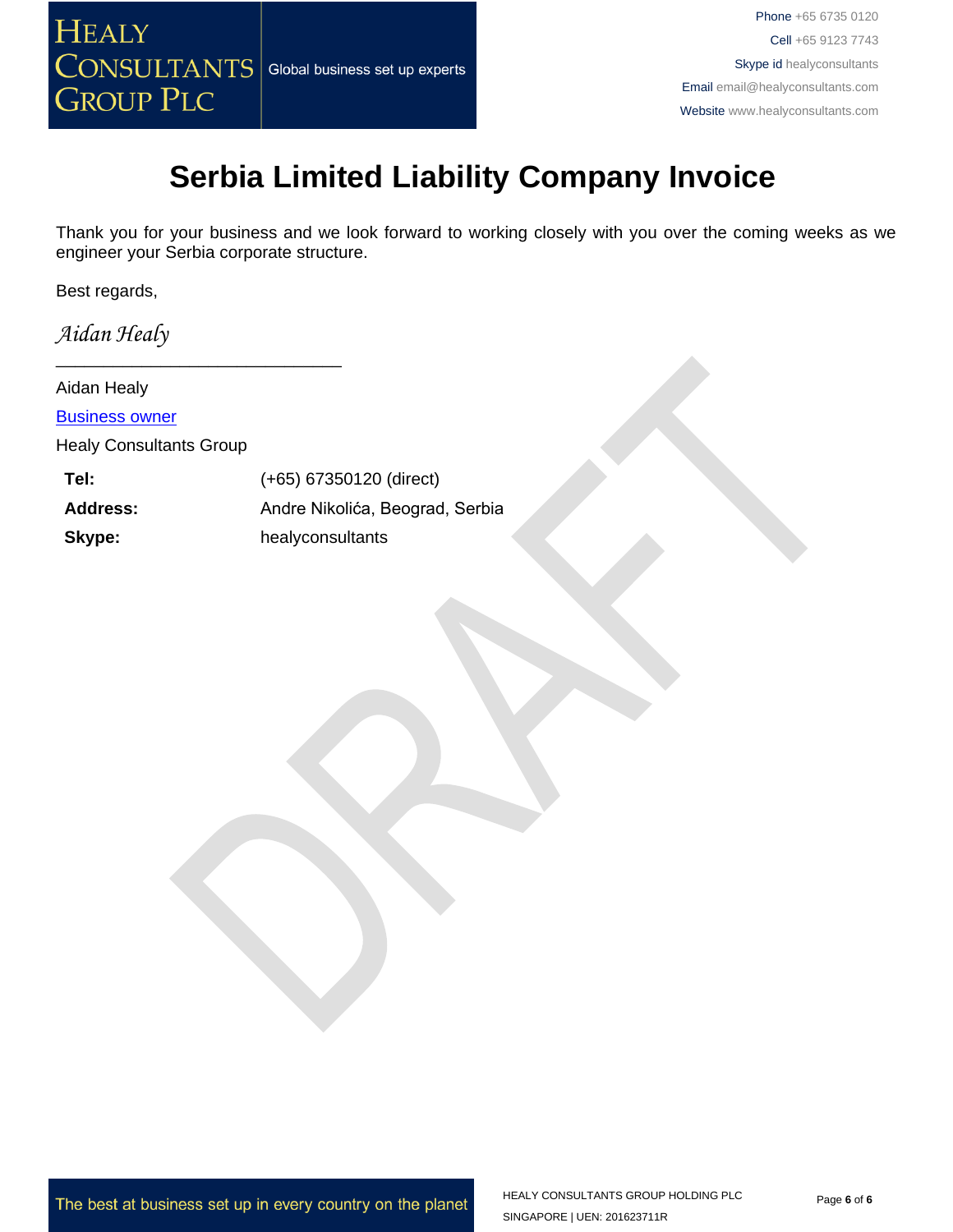# Serbia Limited Liability Company Invoice

Thank you for your business and we look forward to working closely with you over the coming weeks as we engineer your Serbia corporate structure.

Best regards,

*Aidan Healy*

______________________________

Aidan Healy

Business owner

Healy Consultants Group

| | |
|---|---|
| **Tel:** | (+65) 67350120 (direct) |
| **Address:** | Andre Nikolića, Beograd, Serbia |
| **Skype:** | healyconsultants |